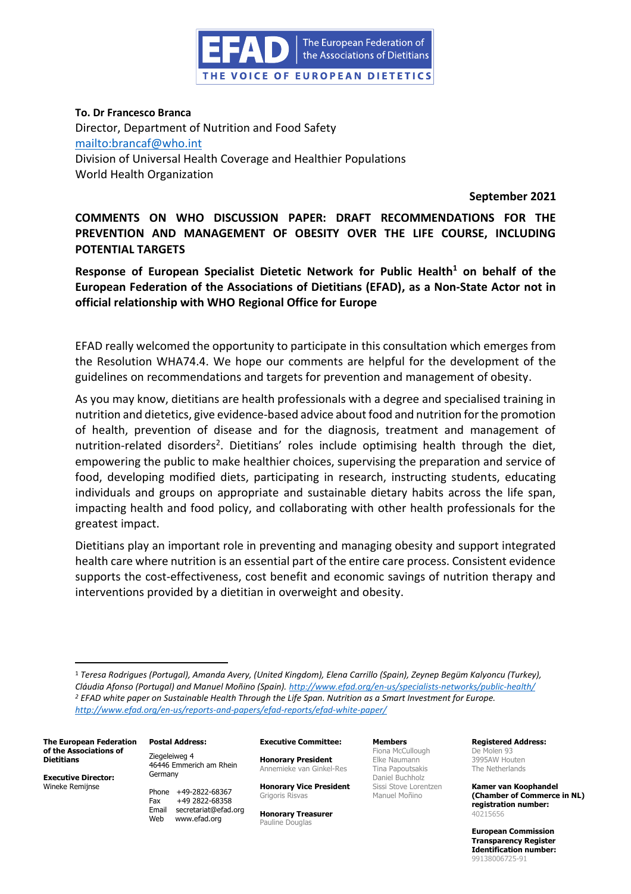**To. Dr Francesco Branca**
Director, Department of Nutrition and Food Safety
mailto:brancaf@who.int
Division of Universal Health Coverage and Healthier Populations
World Health Organization

**September 2021**

**COMMENTS ON WHO DISCUSSION PAPER: DRAFT RECOMMENDATIONS FOR THE PREVENTION AND MANAGEMENT OF OBESITY OVER THE LIFE COURSE, INCLUDING POTENTIAL TARGETS**

**Response of European Specialist Dietetic Network for Public Health[1] on behalf of the European Federation of the Associations of Dietitians (EFAD), as a Non-State Actor not in official relationship with WHO Regional Office for Europe**

EFAD really welcomed the opportunity to participate in this consultation which emerges from the Resolution WHA74.4. We hope our comments are helpful for the development of the guidelines on recommendations and targets for prevention and management of obesity.

As you may know, dietitians are health professionals with a degree and specialised training in nutrition and dietetics, give evidence-based advice about food and nutrition for the promotion of health, prevention of disease and for the diagnosis, treatment and management of nutrition-related disorders[2]. Dietitians' roles include optimising health through the diet, empowering the public to make healthier choices, supervising the preparation and service of food, developing modified diets, participating in research, instructing students, educating individuals and groups on appropriate and sustainable dietary habits across the life span, impacting health and food policy, and collaborating with other health professionals for the greatest impact.

Dietitians play an important role in preventing and managing obesity and support integrated health care where nutrition is an essential part of the entire care process. Consistent evidence supports the cost-effectiveness, cost benefit and economic savings of nutrition therapy and interventions provided by a dietitian in overweight and obesity.

---

[1] *Teresa Rodrigues (Portugal), Amanda Avery, (United Kingdom), Elena Carrillo (Spain), Zeynep Begüm Kalyoncu (Turkey), Cláudia Afonso (Portugal) and Manuel Moñino (Spain). http://www.efad.org/en-us/specialists-networks/public-health/*

[2] *EFAD white paper on Sustainable Health Through the Life Span. Nutrition as a Smart Investment for Europe. http://www.efad.org/en-us/reports-and-papers/efad-reports/efad-white-paper/*

---

**The European Federation of the Associations of Dietitians**

**Executive Director:**
Wineke Remijnse

**Postal Address:**
Ziegeleiweg 4
46446 Emmerich am Rhein
Germany

Phone +49-2822-68367
Fax +49 2822-68358
Email secretariat@efad.org
Web www.efad.org

**Executive Committee:**

**Honorary President**
Annemieke van Ginkel-Res

**Honorary Vice President**
Grigoris Risvas

**Honorary Treasurer**
Pauline Douglas

**Members**
Fiona McCullough
Elke Naumann
Tina Papoutsakis
Daniel Buchholz
Sissi Stove Lorentzen
Manuel Moñino

**Registered Address:**
De Molen 93
3995AW Houten
The Netherlands

**Kamer van Koophandel (Chamber of Commerce in NL) registration number:**
40215656

**European Commission Transparency Register Identification number:**
99138006725-91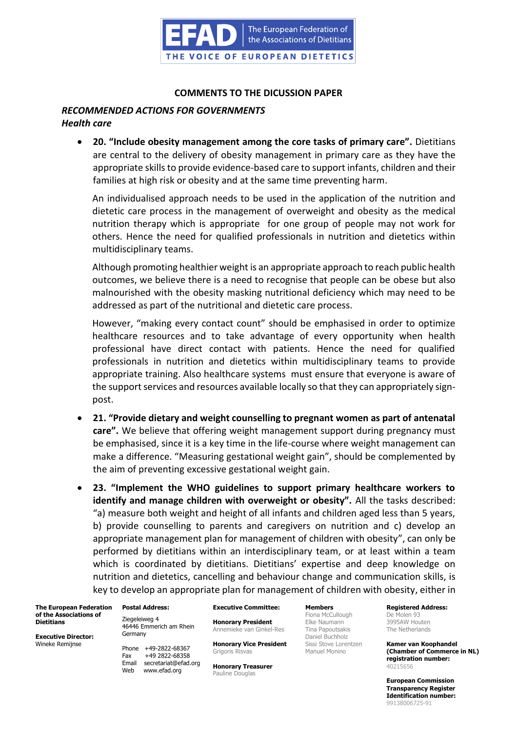### COMMENTS TO THE DICUSSION PAPER

***RECOMMENDED ACTIONS FOR GOVERNMENTS***
***Health care***

- **20. "Include obesity management among the core tasks of primary care".** Dietitians are central to the delivery of obesity management in primary care as they have the appropriate skills to provide evidence-based care to support infants, children and their families at high risk or obesity and at the same time preventing harm.

  An individualised approach needs to be used in the application of the nutrition and dietetic care process in the management of overweight and obesity as the medical nutrition therapy which is appropriate for one group of people may not work for others. Hence the need for qualified professionals in nutrition and dietetics within multidisciplinary teams.

  Although promoting healthier weight is an appropriate approach to reach public health outcomes, we believe there is a need to recognise that people can be obese but also malnourished with the obesity masking nutritional deficiency which may need to be addressed as part of the nutritional and dietetic care process.

  However, "making every contact count" should be emphasised in order to optimize healthcare resources and to take advantage of every opportunity when health professional have direct contact with patients. Hence the need for qualified professionals in nutrition and dietetics within multidisciplinary teams to provide appropriate training. Also healthcare systems must ensure that everyone is aware of the support services and resources available locally so that they can appropriately sign-post.

- **21. "Provide dietary and weight counselling to pregnant women as part of antenatal care".** We believe that offering weight management support during pregnancy must be emphasised, since it is a key time in the life-course where weight management can make a difference. "Measuring gestational weight gain", should be complemented by the aim of preventing excessive gestational weight gain.

- **23. "Implement the WHO guidelines to support primary healthcare workers to identify and manage children with overweight or obesity".** All the tasks described: "a) measure both weight and height of all infants and children aged less than 5 years, b) provide counselling to parents and caregivers on nutrition and c) develop an appropriate management plan for management of children with obesity", can only be performed by dietitians within an interdisciplinary team, or at least within a team which is coordinated by dietitians. Dietitians' expertise and deep knowledge on nutrition and dietetics, cancelling and behaviour change and communication skills, is key to develop an appropriate plan for management of children with obesity, either in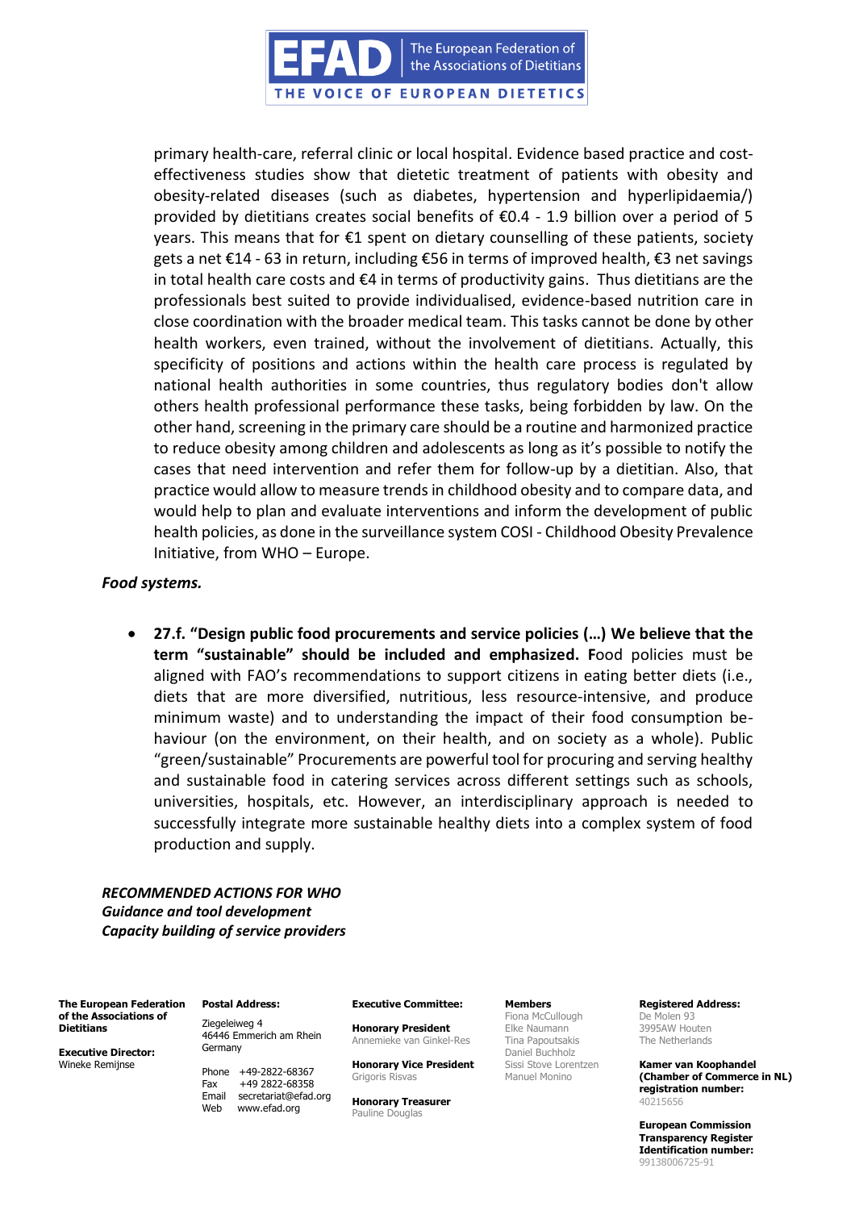primary health-care, referral clinic or local hospital. Evidence based practice and cost-effectiveness studies show that dietetic treatment of patients with obesity and obesity-related diseases (such as diabetes, hypertension and hyperlipidaemia/) provided by dietitians creates social benefits of €0.4 - 1.9 billion over a period of 5 years. This means that for €1 spent on dietary counselling of these patients, society gets a net €14 - 63 in return, including €56 in terms of improved health, €3 net savings in total health care costs and €4 in terms of productivity gains. Thus dietitians are the professionals best suited to provide individualised, evidence-based nutrition care in close coordination with the broader medical team. This tasks cannot be done by other health workers, even trained, without the involvement of dietitians. Actually, this specificity of positions and actions within the health care process is regulated by national health authorities in some countries, thus regulatory bodies don't allow others health professional performance these tasks, being forbidden by law. On the other hand, screening in the primary care should be a routine and harmonized practice to reduce obesity among children and adolescents as long as it's possible to notify the cases that need intervention and refer them for follow-up by a dietitian. Also, that practice would allow to measure trends in childhood obesity and to compare data, and would help to plan and evaluate interventions and inform the development of public health policies, as done in the surveillance system COSI - Childhood Obesity Prevalence Initiative, from WHO – Europe.

*Food systems.*

- **27.f. "Design public food procurements and service policies (…) We believe that the term "sustainable" should be included and emphasized. F**ood policies must be aligned with FAO's recommendations to support citizens in eating better diets (i.e., diets that are more diversified, nutritious, less resource-intensive, and produce minimum waste) and to understanding the impact of their food consumption be-haviour (on the environment, on their health, and on society as a whole). Public "green/sustainable" Procurements are powerful tool for procuring and serving healthy and sustainable food in catering services across different settings such as schools, universities, hospitals, etc. However, an interdisciplinary approach is needed to successfully integrate more sustainable healthy diets into a complex system of food production and supply.

***RECOMMENDED ACTIONS FOR WHO***
***Guidance and tool development***
***Capacity building of service providers***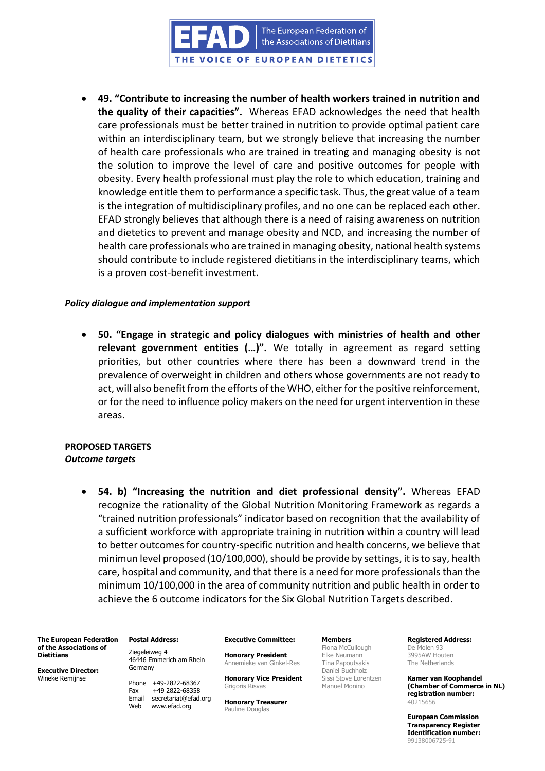- **49. "Contribute to increasing the number of health workers trained in nutrition and the quality of their capacities".** Whereas EFAD acknowledges the need that health care professionals must be better trained in nutrition to provide optimal patient care within an interdisciplinary team, but we strongly believe that increasing the number of health care professionals who are trained in treating and managing obesity is not the solution to improve the level of care and positive outcomes for people with obesity. Every health professional must play the role to which education, training and knowledge entitle them to performance a specific task. Thus, the great value of a team is the integration of multidisciplinary profiles, and no one can be replaced each other. EFAD strongly believes that although there is a need of raising awareness on nutrition and dietetics to prevent and manage obesity and NCD, and increasing the number of health care professionals who are trained in managing obesity, national health systems should contribute to include registered dietitians in the interdisciplinary teams, which is a proven cost-benefit investment.

*Policy dialogue and implementation support*

- **50. "Engage in strategic and policy dialogues with ministries of health and other relevant government entities (…)".** We totally in agreement as regard setting priorities, but other countries where there has been a downward trend in the prevalence of overweight in children and others whose governments are not ready to act, will also benefit from the efforts of the WHO, either for the positive reinforcement, or for the need to influence policy makers on the need for urgent intervention in these areas.

**PROPOSED TARGETS**

***Outcome targets***

- **54. b) "Increasing the nutrition and diet professional density".** Whereas EFAD recognize the rationality of the Global Nutrition Monitoring Framework as regards a "trained nutrition professionals" indicator based on recognition that the availability of a sufficient workforce with appropriate training in nutrition within a country will lead to better outcomes for country-specific nutrition and health concerns, we believe that minimun level proposed (10/100,000), should be provide by settings, it is to say, health care, hospital and community, and that there is a need for more professionals than the minimum 10/100,000 in the area of community nutrition and public health in order to achieve the 6 outcome indicators for the Six Global Nutrition Targets described.